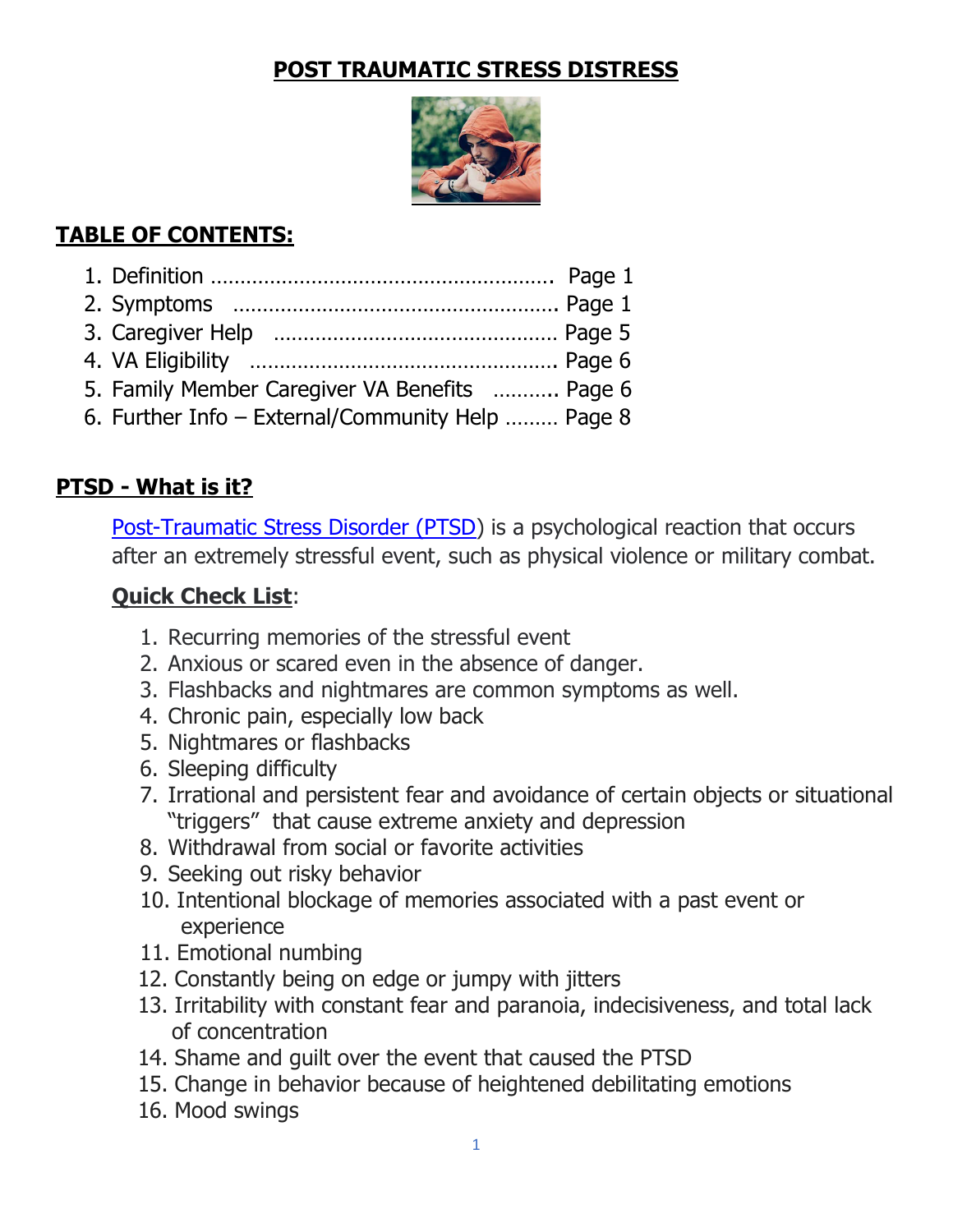# POST TRAUMATIC STRESS DISTRESS

## TABLE OF CONTENTS:

1. Definition ……………………………………………….. Page 1
2. Symptoms ……………………………………………… Page 1
3. Caregiver Help ………………………………………… Page 5
4. VA Eligibility …………………………………………… Page 6
5. Family Member Caregiver VA Benefits ……….. Page 6
6. Further Info – External/Community Help ……… Page 8

## PTSD - What is it?

Post-Traumatic Stress Disorder (PTSD) is a psychological reaction that occurs after an extremely stressful event, such as physical violence or military combat.

**Quick Check List**:

1. Recurring memories of the stressful event
2. Anxious or scared even in the absence of danger.
3. Flashbacks and nightmares are common symptoms as well.
4. Chronic pain, especially low back
5. Nightmares or flashbacks
6. Sleeping difficulty
7. Irrational and persistent fear and avoidance of certain objects or situational "triggers" that cause extreme anxiety and depression
8. Withdrawal from social or favorite activities
9. Seeking out risky behavior
10. Intentional blockage of memories associated with a past event or experience
11. Emotional numbing
12. Constantly being on edge or jumpy with jitters
13. Irritability with constant fear and paranoia, indecisiveness, and total lack of concentration
14. Shame and guilt over the event that caused the PTSD
15. Change in behavior because of heightened debilitating emotions
16. Mood swings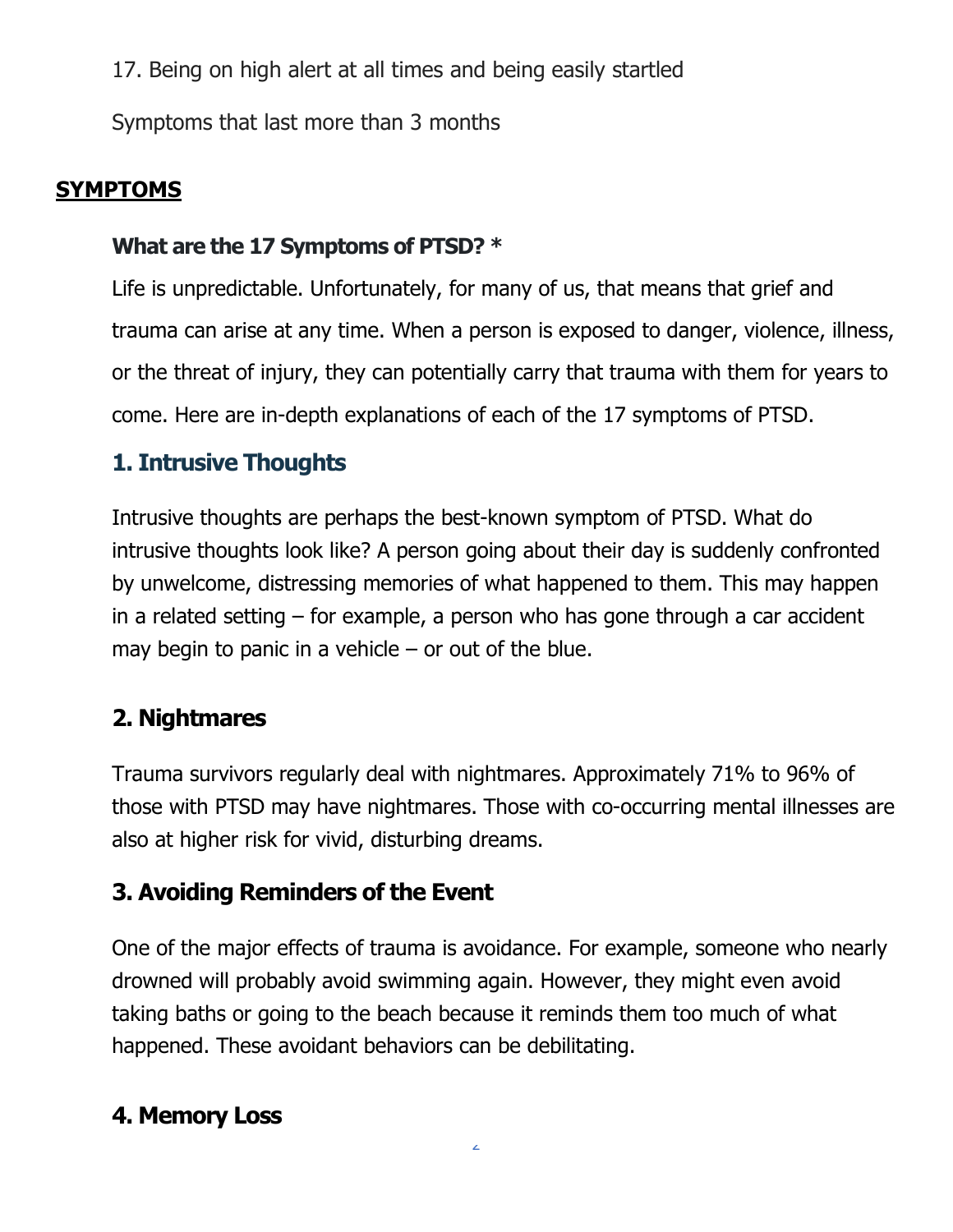17. Being on high alert at all times and being easily startled

Symptoms that last more than 3 months

## SYMPTOMS

### What are the 17 Symptoms of PTSD? *

Life is unpredictable. Unfortunately, for many of us, that means that grief and trauma can arise at any time. When a person is exposed to danger, violence, illness, or the threat of injury, they can potentially carry that trauma with them for years to come. Here are in-depth explanations of each of the 17 symptoms of PTSD.

### 1. Intrusive Thoughts

Intrusive thoughts are perhaps the best-known symptom of PTSD. What do intrusive thoughts look like? A person going about their day is suddenly confronted by unwelcome, distressing memories of what happened to them. This may happen in a related setting – for example, a person who has gone through a car accident may begin to panic in a vehicle – or out of the blue.

### 2. Nightmares

Trauma survivors regularly deal with nightmares. Approximately 71% to 96% of those with PTSD may have nightmares. Those with co-occurring mental illnesses are also at higher risk for vivid, disturbing dreams.

### 3. Avoiding Reminders of the Event

One of the major effects of trauma is avoidance. For example, someone who nearly drowned will probably avoid swimming again. However, they might even avoid taking baths or going to the beach because it reminds them too much of what happened. These avoidant behaviors can be debilitating.

### 4. Memory Loss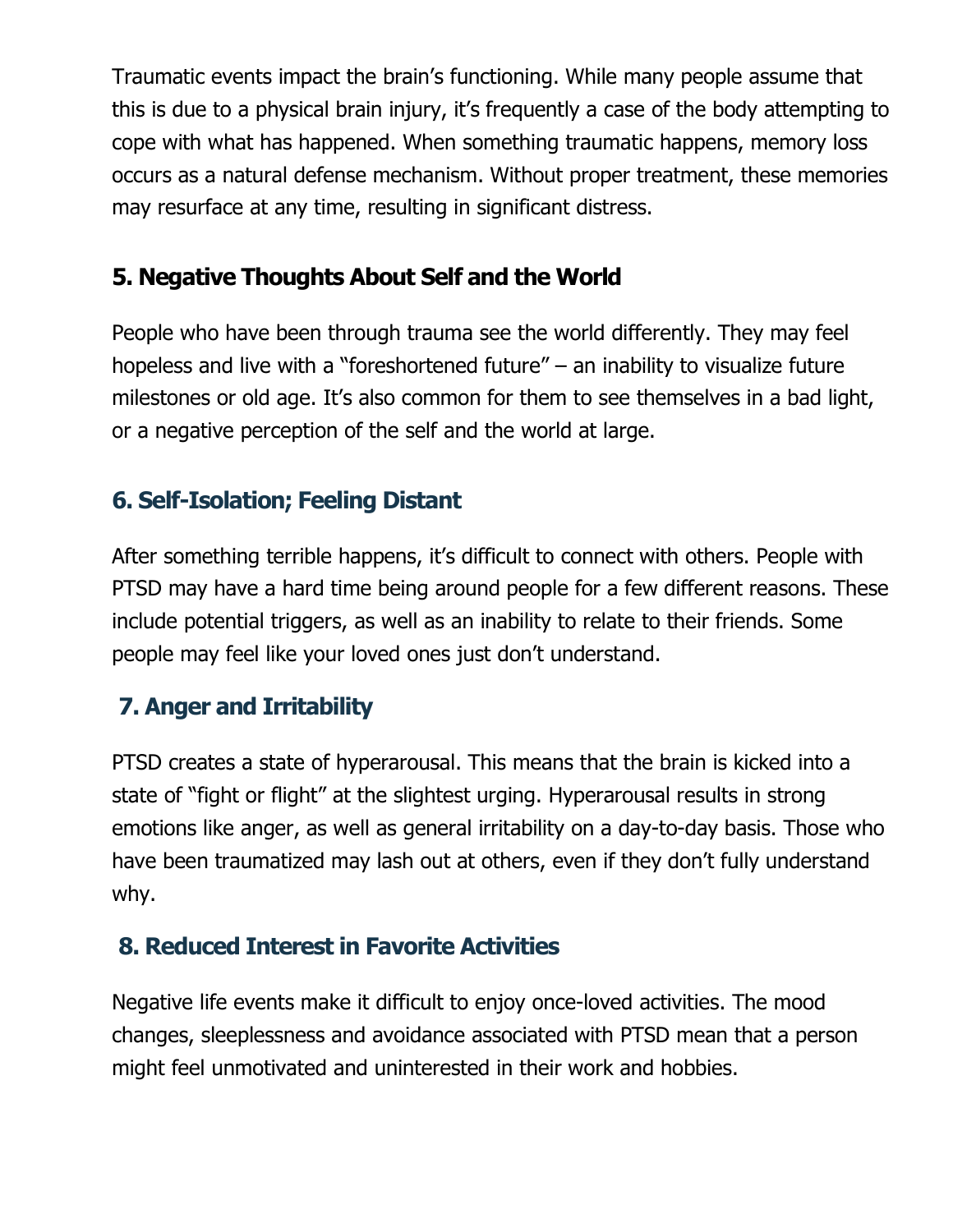Traumatic events impact the brain's functioning. While many people assume that this is due to a physical brain injury, it's frequently a case of the body attempting to cope with what has happened. When something traumatic happens, memory loss occurs as a natural defense mechanism. Without proper treatment, these memories may resurface at any time, resulting in significant distress.

### 5. Negative Thoughts About Self and the World

People who have been through trauma see the world differently. They may feel hopeless and live with a "foreshortened future" – an inability to visualize future milestones or old age. It's also common for them to see themselves in a bad light, or a negative perception of the self and the world at large.

### 6. Self-Isolation; Feeling Distant

After something terrible happens, it's difficult to connect with others. People with PTSD may have a hard time being around people for a few different reasons. These include potential triggers, as well as an inability to relate to their friends. Some people may feel like your loved ones just don't understand.

### 7. Anger and Irritability

PTSD creates a state of hyperarousal. This means that the brain is kicked into a state of "fight or flight" at the slightest urging. Hyperarousal results in strong emotions like anger, as well as general irritability on a day-to-day basis. Those who have been traumatized may lash out at others, even if they don't fully understand why.

### 8. Reduced Interest in Favorite Activities

Negative life events make it difficult to enjoy once-loved activities. The mood changes, sleeplessness and avoidance associated with PTSD mean that a person might feel unmotivated and uninterested in their work and hobbies.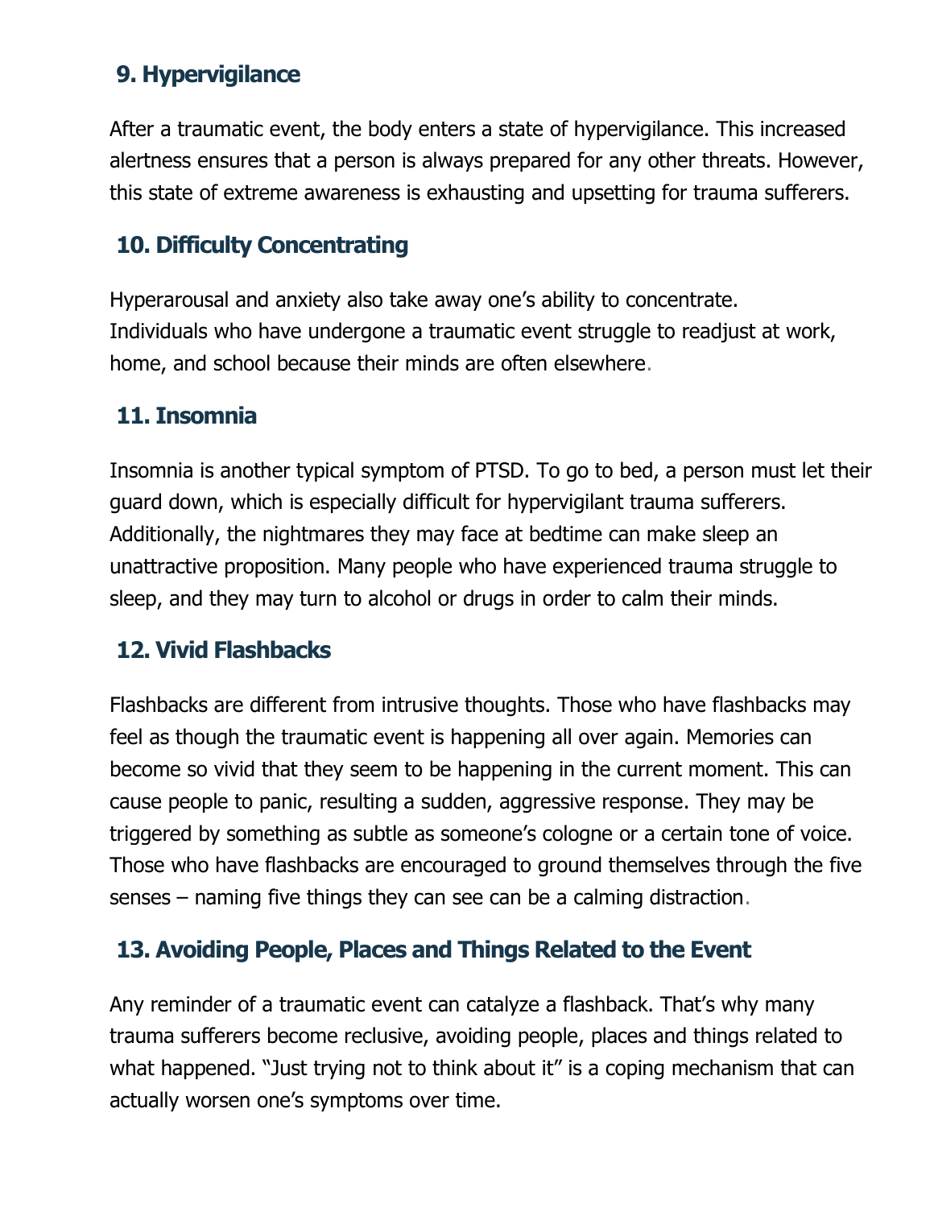## 9. Hypervigilance

After a traumatic event, the body enters a state of hypervigilance. This increased alertness ensures that a person is always prepared for any other threats. However, this state of extreme awareness is exhausting and upsetting for trauma sufferers.

## 10. Difficulty Concentrating

Hyperarousal and anxiety also take away one's ability to concentrate. Individuals who have undergone a traumatic event struggle to readjust at work, home, and school because their minds are often elsewhere.

## 11. Insomnia

Insomnia is another typical symptom of PTSD. To go to bed, a person must let their guard down, which is especially difficult for hypervigilant trauma sufferers. Additionally, the nightmares they may face at bedtime can make sleep an unattractive proposition. Many people who have experienced trauma struggle to sleep, and they may turn to alcohol or drugs in order to calm their minds.

## 12. Vivid Flashbacks

Flashbacks are different from intrusive thoughts. Those who have flashbacks may feel as though the traumatic event is happening all over again. Memories can become so vivid that they seem to be happening in the current moment. This can cause people to panic, resulting a sudden, aggressive response. They may be triggered by something as subtle as someone's cologne or a certain tone of voice. Those who have flashbacks are encouraged to ground themselves through the five senses – naming five things they can see can be a calming distraction.

## 13. Avoiding People, Places and Things Related to the Event

Any reminder of a traumatic event can catalyze a flashback. That's why many trauma sufferers become reclusive, avoiding people, places and things related to what happened. "Just trying not to think about it" is a coping mechanism that can actually worsen one's symptoms over time.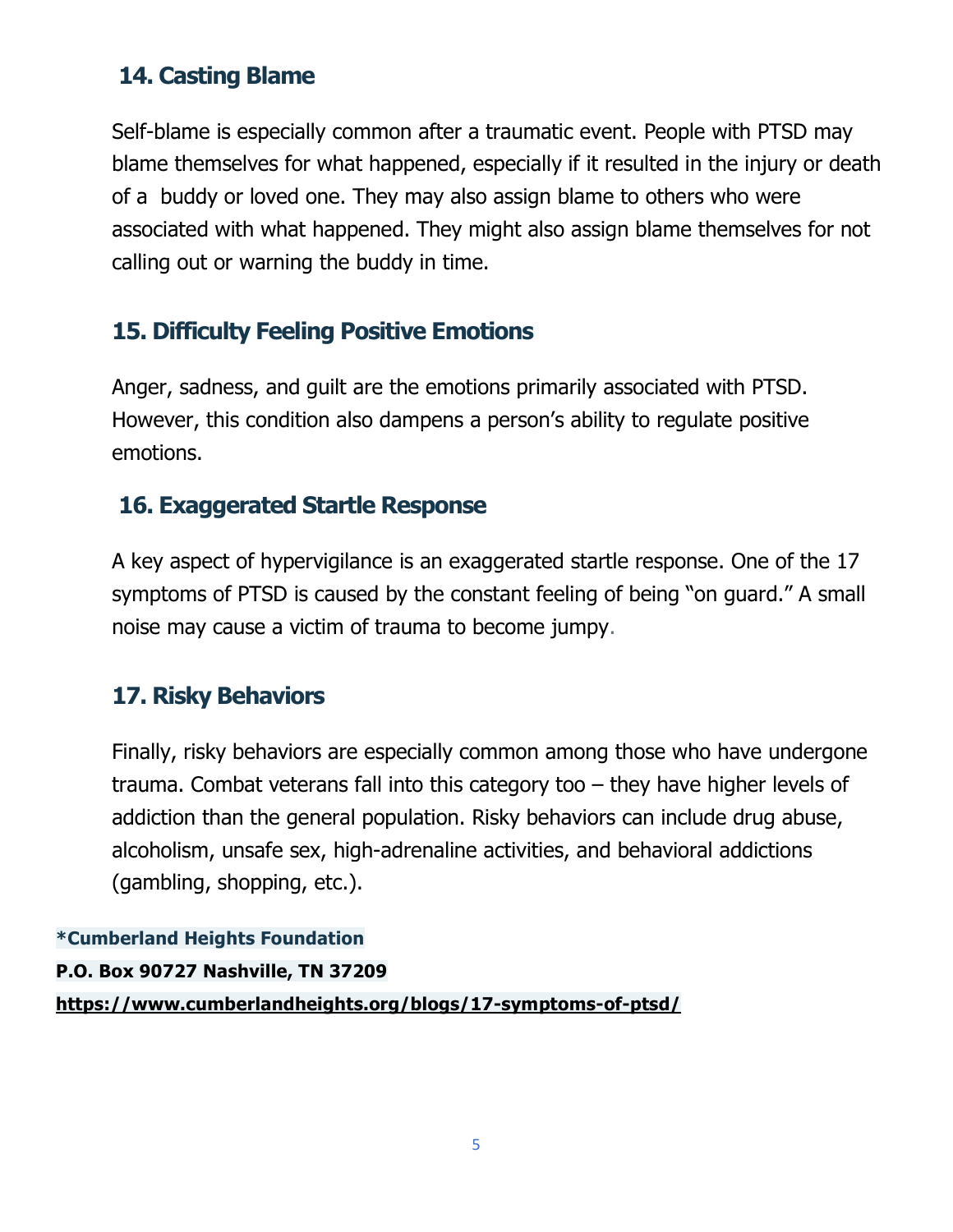## 14. Casting Blame

Self-blame is especially common after a traumatic event. People with PTSD may blame themselves for what happened, especially if it resulted in the injury or death of a buddy or loved one. They may also assign blame to others who were associated with what happened. They might also assign blame themselves for not calling out or warning the buddy in time.

## 15. Difficulty Feeling Positive Emotions

Anger, sadness, and guilt are the emotions primarily associated with PTSD. However, this condition also dampens a person's ability to regulate positive emotions.

## 16. Exaggerated Startle Response

A key aspect of hypervigilance is an exaggerated startle response. One of the 17 symptoms of PTSD is caused by the constant feeling of being "on guard." A small noise may cause a victim of trauma to become jumpy.

## 17. Risky Behaviors

Finally, risky behaviors are especially common among those who have undergone trauma. Combat veterans fall into this category too – they have higher levels of addiction than the general population. Risky behaviors can include drug abuse, alcoholism, unsafe sex, high-adrenaline activities, and behavioral addictions (gambling, shopping, etc.).

**\*Cumberland Heights Foundation**
**P.O. Box 90727 Nashville, TN 37209**
**https://www.cumberlandheights.org/blogs/17-symptoms-of-ptsd/**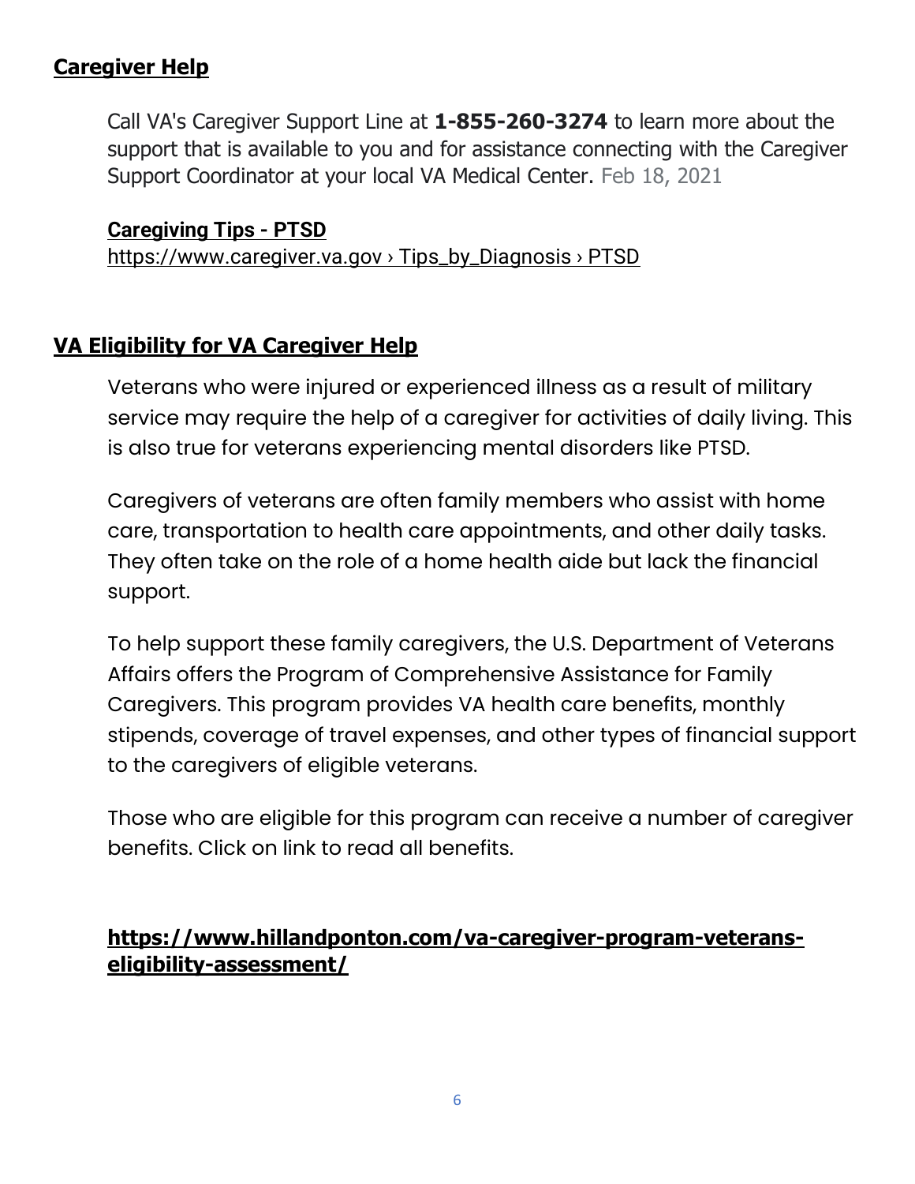## Caregiver Help

Call VA's Caregiver Support Line at **1-855-260-3274** to learn more about the support that is available to you and for assistance connecting with the Caregiver Support Coordinator at your local VA Medical Center. Feb 18, 2021

**Caregiving Tips - PTSD**

https://www.caregiver.va.gov › Tips_by_Diagnosis › PTSD

## VA Eligibility for VA Caregiver Help

Veterans who were injured or experienced illness as a result of military service may require the help of a caregiver for activities of daily living. This is also true for veterans experiencing mental disorders like PTSD.

Caregivers of veterans are often family members who assist with home care, transportation to health care appointments, and other daily tasks. They often take on the role of a home health aide but lack the financial support.

To help support these family caregivers, the U.S. Department of Veterans Affairs offers the Program of Comprehensive Assistance for Family Caregivers. This program provides VA health care benefits, monthly stipends, coverage of travel expenses, and other types of financial support to the caregivers of eligible veterans.

Those who are eligible for this program can receive a number of caregiver benefits. Click on link to read all benefits.

**https://www.hillandponton.com/va-caregiver-program-veterans-eligibility-assessment/**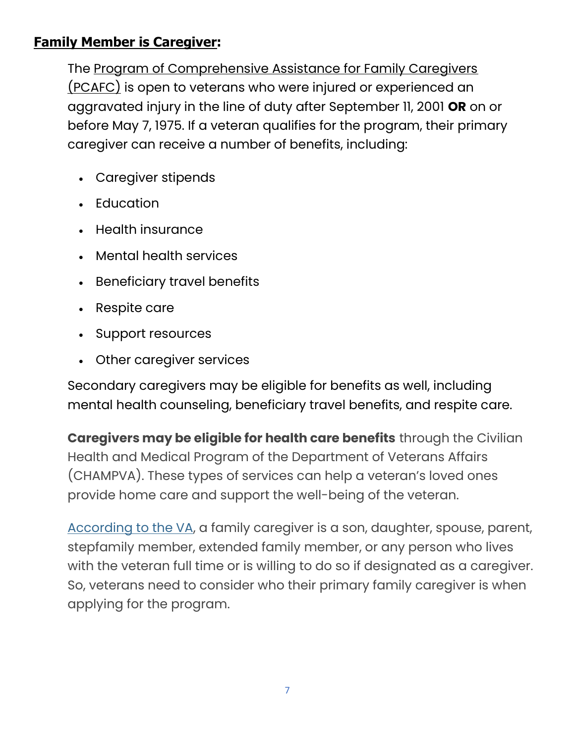**Family Member is Caregiver:**

The Program of Comprehensive Assistance for Family Caregivers (PCAFC) is open to veterans who were injured or experienced an aggravated injury in the line of duty after September 11, 2001 **OR** on or before May 7, 1975. If a veteran qualifies for the program, their primary caregiver can receive a number of benefits, including:

- Caregiver stipends
- Education
- Health insurance
- Mental health services
- Beneficiary travel benefits
- Respite care
- Support resources
- Other caregiver services

Secondary caregivers may be eligible for benefits as well, including mental health counseling, beneficiary travel benefits, and respite care.

**Caregivers may be eligible for health care benefits** through the Civilian Health and Medical Program of the Department of Veterans Affairs (CHAMPVA). These types of services can help a veteran's loved ones provide home care and support the well-being of the veteran.

According to the VA, a family caregiver is a son, daughter, spouse, parent, stepfamily member, extended family member, or any person who lives with the veteran full time or is willing to do so if designated as a caregiver. So, veterans need to consider who their primary family caregiver is when applying for the program.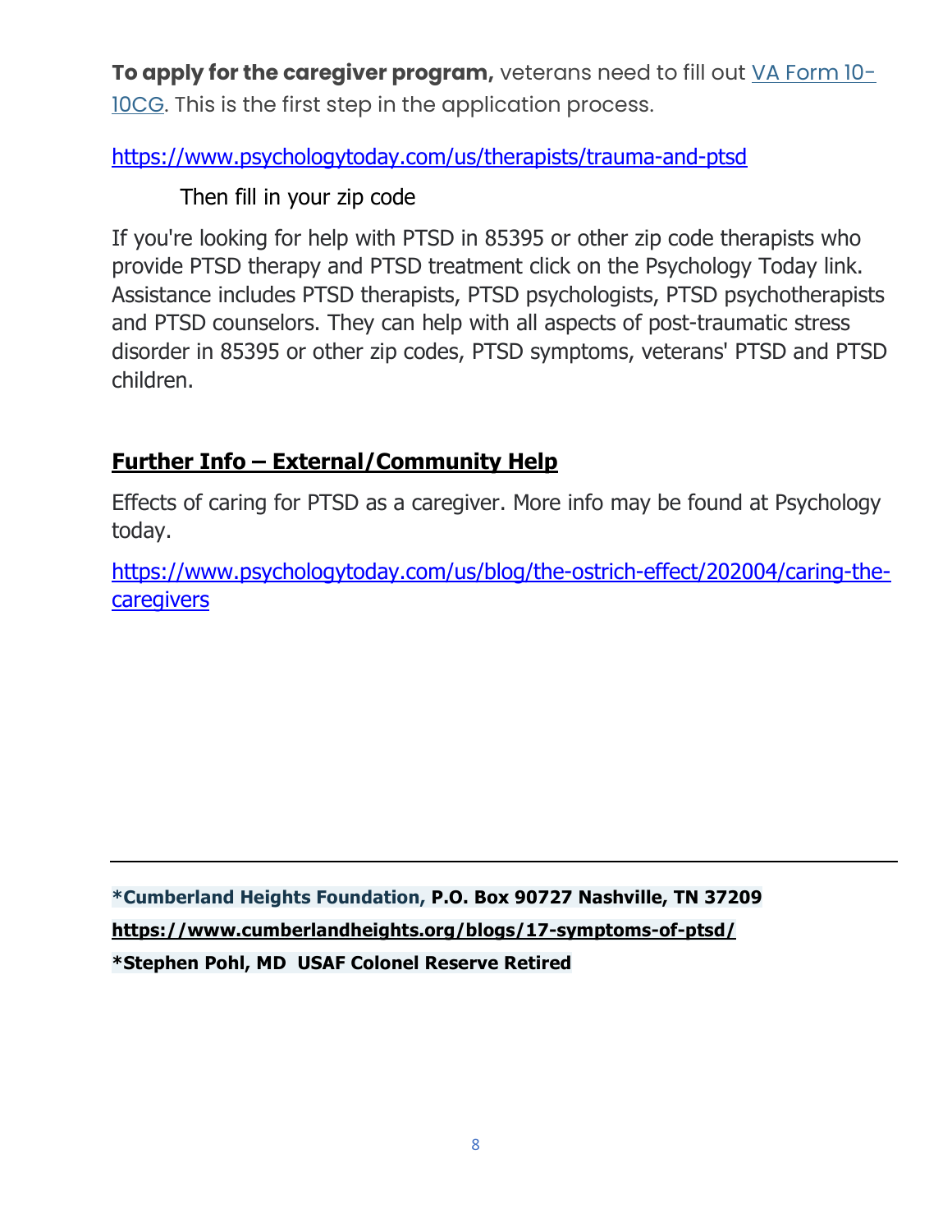**To apply for the caregiver program,** veterans need to fill out [VA Form 10-10CG](). This is the first step in the application process.

https://www.psychologytoday.com/us/therapists/trauma-and-ptsd

Then fill in your zip code

If you're looking for help with PTSD in 85395 or other zip code therapists who provide PTSD therapy and PTSD treatment click on the Psychology Today link. Assistance includes PTSD therapists, PTSD psychologists, PTSD psychotherapists and PTSD counselors. They can help with all aspects of post-traumatic stress disorder in 85395 or other zip codes, PTSD symptoms, veterans' PTSD and PTSD children.

## Further Info – External/Community Help

Effects of caring for PTSD as a caregiver. More info may be found at Psychology today.

https://www.psychologytoday.com/us/blog/the-ostrich-effect/202004/caring-the-caregivers

---

**\*Cumberland Heights Foundation, P.O. Box 90727 Nashville, TN 37209**

**https://www.cumberlandheights.org/blogs/17-symptoms-of-ptsd/**

**\*Stephen Pohl, MD USAF Colonel Reserve Retired**